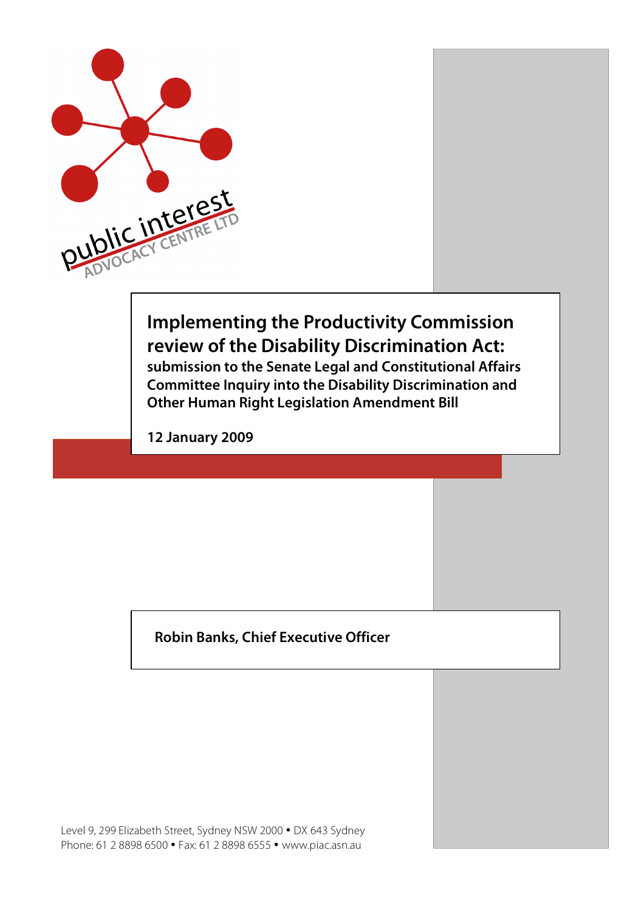public interest ADVOCACY CENTRE LTD

# Implementing the Productivity Commission review of the Disability Discrimination Act:

**submission to the Senate Legal and Constitutional Affairs Committee Inquiry into the Disability Discrimination and Other Human Right Legislation Amendment Bill**

**12 January 2009**

**Robin Banks, Chief Executive Officer**

Level 9, 299 Elizabeth Street, Sydney NSW 2000 • DX 643 Sydney
Phone: 61 2 8898 6500 • Fax: 61 2 8898 6555 • www.piac.asn.au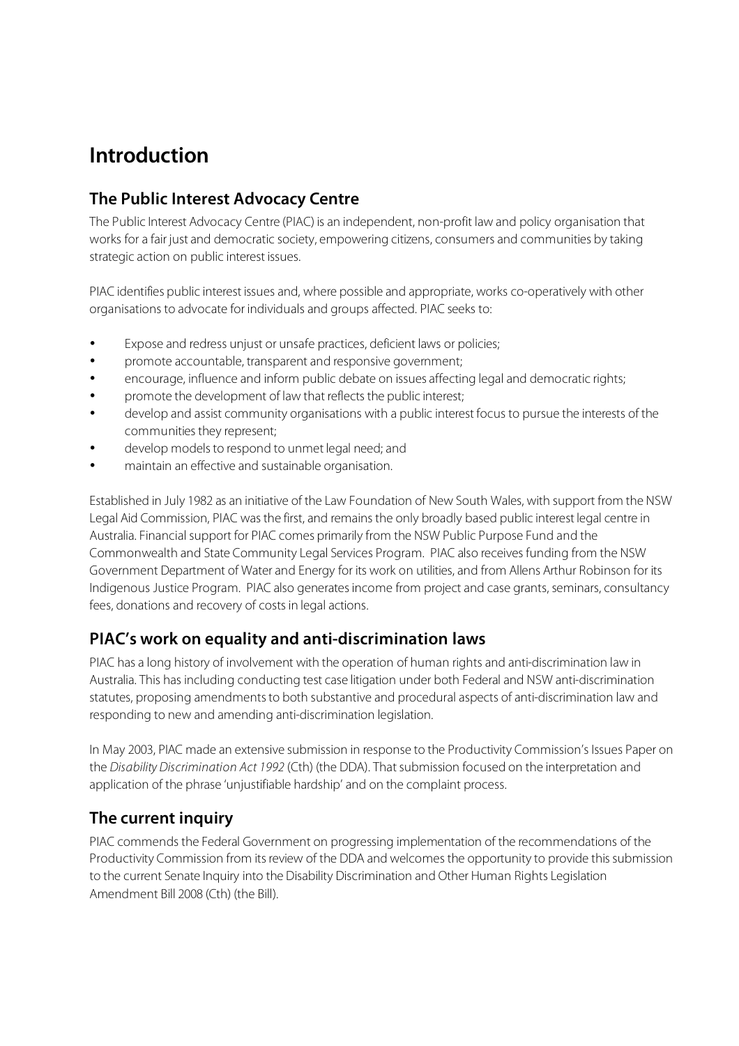# Introduction

## The Public Interest Advocacy Centre

The Public Interest Advocacy Centre (PIAC) is an independent, non-profit law and policy organisation that works for a fair just and democratic society, empowering citizens, consumers and communities by taking strategic action on public interest issues.

PIAC identifies public interest issues and, where possible and appropriate, works co-operatively with other organisations to advocate for individuals and groups affected. PIAC seeks to:

- Expose and redress unjust or unsafe practices, deficient laws or policies;
- promote accountable, transparent and responsive government;
- encourage, influence and inform public debate on issues affecting legal and democratic rights;
- promote the development of law that reflects the public interest;
- develop and assist community organisations with a public interest focus to pursue the interests of the communities they represent;
- develop models to respond to unmet legal need; and
- maintain an effective and sustainable organisation.

Established in July 1982 as an initiative of the Law Foundation of New South Wales, with support from the NSW Legal Aid Commission, PIAC was the first, and remains the only broadly based public interest legal centre in Australia. Financial support for PIAC comes primarily from the NSW Public Purpose Fund and the Commonwealth and State Community Legal Services Program. PIAC also receives funding from the NSW Government Department of Water and Energy for its work on utilities, and from Allens Arthur Robinson for its Indigenous Justice Program. PIAC also generates income from project and case grants, seminars, consultancy fees, donations and recovery of costs in legal actions.

## PIAC's work on equality and anti-discrimination laws

PIAC has a long history of involvement with the operation of human rights and anti-discrimination law in Australia. This has including conducting test case litigation under both Federal and NSW anti-discrimination statutes, proposing amendments to both substantive and procedural aspects of anti-discrimination law and responding to new and amending anti-discrimination legislation.

In May 2003, PIAC made an extensive submission in response to the Productivity Commission's Issues Paper on the *Disability Discrimination Act 1992* (Cth) (the DDA). That submission focused on the interpretation and application of the phrase 'unjustifiable hardship' and on the complaint process.

## The current inquiry

PIAC commends the Federal Government on progressing implementation of the recommendations of the Productivity Commission from its review of the DDA and welcomes the opportunity to provide this submission to the current Senate Inquiry into the Disability Discrimination and Other Human Rights Legislation Amendment Bill 2008 (Cth) (the Bill).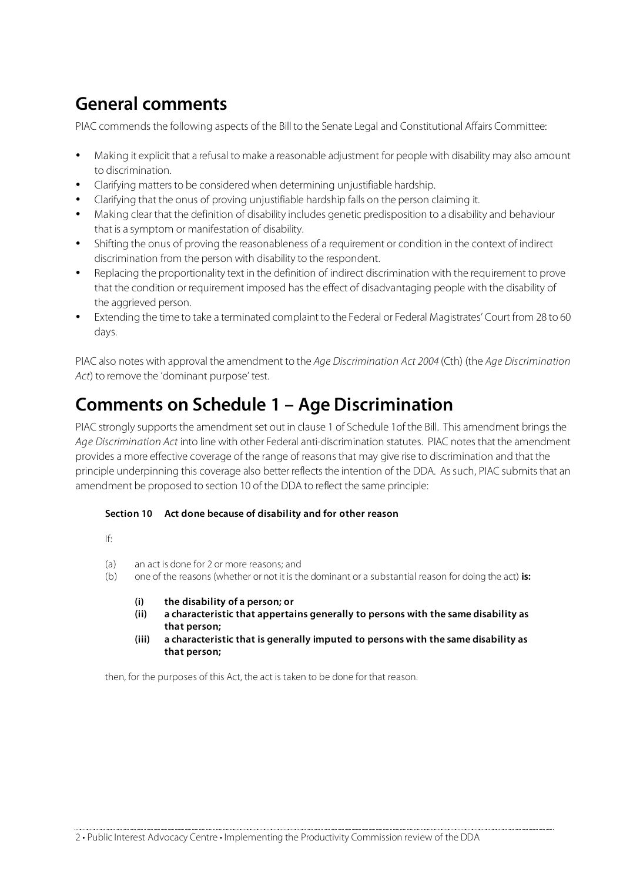# General comments

PIAC commends the following aspects of the Bill to the Senate Legal and Constitutional Affairs Committee:

- Making it explicit that a refusal to make a reasonable adjustment for people with disability may also amount to discrimination.
- Clarifying matters to be considered when determining unjustifiable hardship.
- Clarifying that the onus of proving unjustifiable hardship falls on the person claiming it.
- Making clear that the definition of disability includes genetic predisposition to a disability and behaviour that is a symptom or manifestation of disability.
- Shifting the onus of proving the reasonableness of a requirement or condition in the context of indirect discrimination from the person with disability to the respondent.
- Replacing the proportionality text in the definition of indirect discrimination with the requirement to prove that the condition or requirement imposed has the effect of disadvantaging people with the disability of the aggrieved person.
- Extending the time to take a terminated complaint to the Federal or Federal Magistrates' Court from 28 to 60 days.

PIAC also notes with approval the amendment to the *Age Discrimination Act 2004* (Cth) (the *Age Discrimination Act*) to remove the 'dominant purpose' test.

# Comments on Schedule 1 – Age Discrimination

PIAC strongly supports the amendment set out in clause 1 of Schedule 1of the Bill. This amendment brings the *Age Discrimination Act* into line with other Federal anti-discrimination statutes. PIAC notes that the amendment provides a more effective coverage of the range of reasons that may give rise to discrimination and that the principle underpinning this coverage also better reflects the intention of the DDA. As such, PIAC submits that an amendment be proposed to section 10 of the DDA to reflect the same principle:

**Section 10 Act done because of disability and for other reason**

If:

(a) an act is done for 2 or more reasons; and

(b) one of the reasons (whether or not it is the dominant or a substantial reason for doing the act) **is:**

> **(i) the disability of a person; or**
>
> **(ii) a characteristic that appertains generally to persons with the same disability as that person;**
>
> **(iii) a characteristic that is generally imputed to persons with the same disability as that person;**

then, for the purposes of this Act, the act is taken to be done for that reason.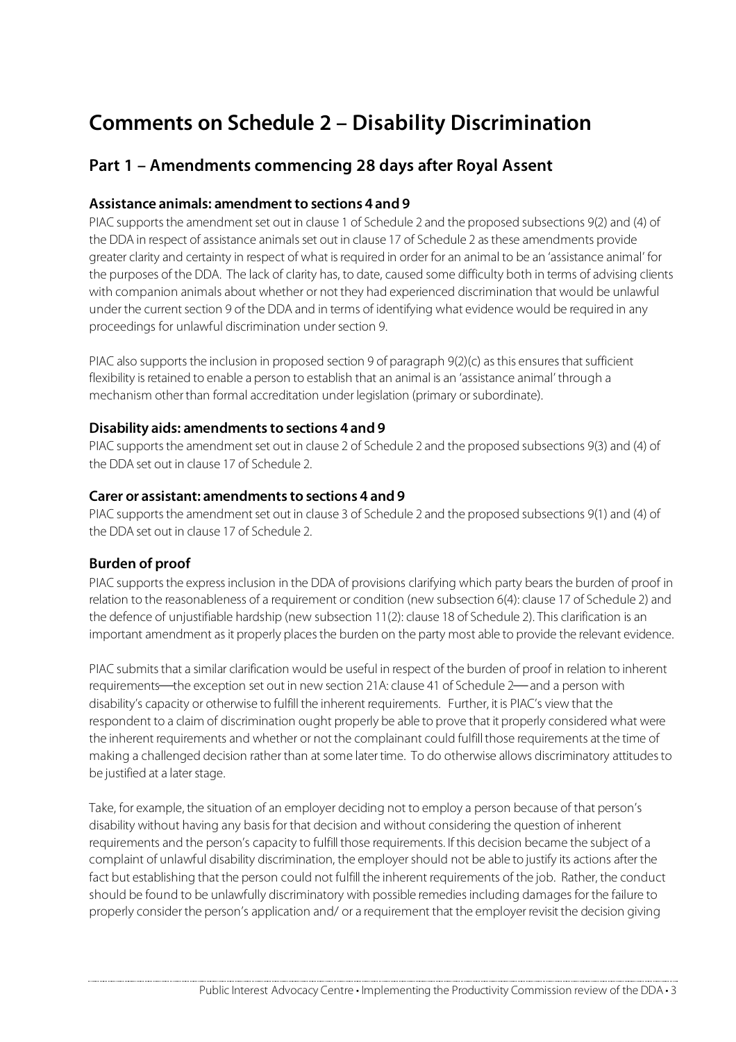# Comments on Schedule 2 – Disability Discrimination

## Part 1 – Amendments commencing 28 days after Royal Assent

### Assistance animals: amendment to sections 4 and 9

PIAC supports the amendment set out in clause 1 of Schedule 2 and the proposed subsections 9(2) and (4) of the DDA in respect of assistance animals set out in clause 17 of Schedule 2 as these amendments provide greater clarity and certainty in respect of what is required in order for an animal to be an 'assistance animal' for the purposes of the DDA. The lack of clarity has, to date, caused some difficulty both in terms of advising clients with companion animals about whether or not they had experienced discrimination that would be unlawful under the current section 9 of the DDA and in terms of identifying what evidence would be required in any proceedings for unlawful discrimination under section 9.

PIAC also supports the inclusion in proposed section 9 of paragraph 9(2)(c) as this ensures that sufficient flexibility is retained to enable a person to establish that an animal is an 'assistance animal' through a mechanism other than formal accreditation under legislation (primary or subordinate).

### Disability aids: amendments to sections 4 and 9

PIAC supports the amendment set out in clause 2 of Schedule 2 and the proposed subsections 9(3) and (4) of the DDA set out in clause 17 of Schedule 2.

### Carer or assistant: amendments to sections 4 and 9

PIAC supports the amendment set out in clause 3 of Schedule 2 and the proposed subsections 9(1) and (4) of the DDA set out in clause 17 of Schedule 2.

### Burden of proof

PIAC supports the express inclusion in the DDA of provisions clarifying which party bears the burden of proof in relation to the reasonableness of a requirement or condition (new subsection 6(4): clause 17 of Schedule 2) and the defence of unjustifiable hardship (new subsection 11(2): clause 18 of Schedule 2). This clarification is an important amendment as it properly places the burden on the party most able to provide the relevant evidence.

PIAC submits that a similar clarification would be useful in respect of the burden of proof in relation to inherent requirements—the exception set out in new section 21A: clause 41 of Schedule 2— and a person with disability's capacity or otherwise to fulfill the inherent requirements. Further, it is PIAC's view that the respondent to a claim of discrimination ought properly be able to prove that it properly considered what were the inherent requirements and whether or not the complainant could fulfill those requirements at the time of making a challenged decision rather than at some later time. To do otherwise allows discriminatory attitudes to be justified at a later stage.

Take, for example, the situation of an employer deciding not to employ a person because of that person's disability without having any basis for that decision and without considering the question of inherent requirements and the person's capacity to fulfill those requirements. If this decision became the subject of a complaint of unlawful disability discrimination, the employer should not be able to justify its actions after the fact but establishing that the person could not fulfill the inherent requirements of the job. Rather, the conduct should be found to be unlawfully discriminatory with possible remedies including damages for the failure to properly consider the person's application and/ or a requirement that the employer revisit the decision giving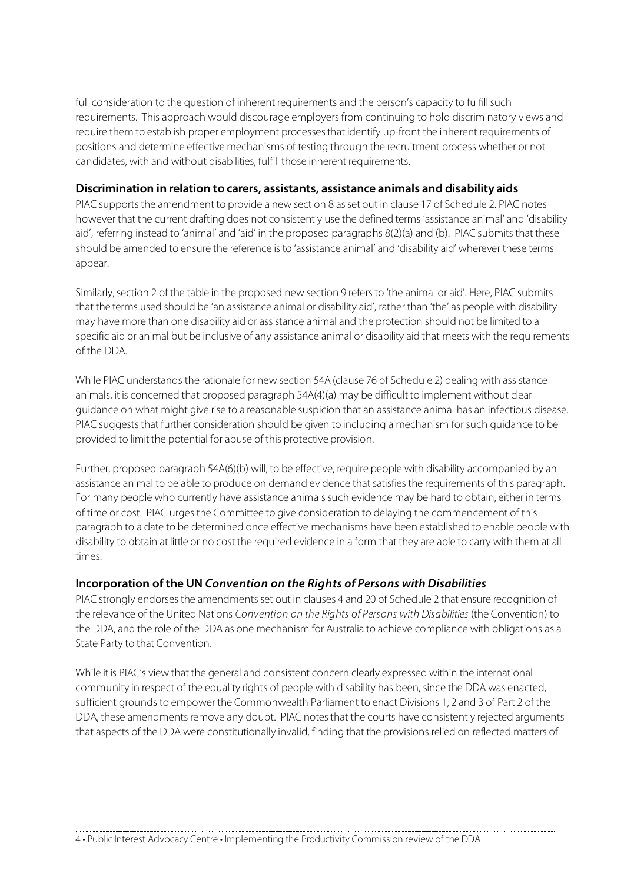full consideration to the question of inherent requirements and the person's capacity to fulfill such requirements. This approach would discourage employers from continuing to hold discriminatory views and require them to establish proper employment processes that identify up-front the inherent requirements of positions and determine effective mechanisms of testing through the recruitment process whether or not candidates, with and without disabilities, fulfill those inherent requirements.

### Discrimination in relation to carers, assistants, assistance animals and disability aids

PIAC supports the amendment to provide a new section 8 as set out in clause 17 of Schedule 2. PIAC notes however that the current drafting does not consistently use the defined terms 'assistance animal' and 'disability aid', referring instead to 'animal' and 'aid' in the proposed paragraphs 8(2)(a) and (b). PIAC submits that these should be amended to ensure the reference is to 'assistance animal' and 'disability aid' wherever these terms appear.

Similarly, section 2 of the table in the proposed new section 9 refers to 'the animal or aid'. Here, PIAC submits that the terms used should be 'an assistance animal or disability aid', rather than 'the' as people with disability may have more than one disability aid or assistance animal and the protection should not be limited to a specific aid or animal but be inclusive of any assistance animal or disability aid that meets with the requirements of the DDA.

While PIAC understands the rationale for new section 54A (clause 76 of Schedule 2) dealing with assistance animals, it is concerned that proposed paragraph 54A(4)(a) may be difficult to implement without clear guidance on what might give rise to a reasonable suspicion that an assistance animal has an infectious disease. PIAC suggests that further consideration should be given to including a mechanism for such guidance to be provided to limit the potential for abuse of this protective provision.

Further, proposed paragraph 54A(6)(b) will, to be effective, require people with disability accompanied by an assistance animal to be able to produce on demand evidence that satisfies the requirements of this paragraph. For many people who currently have assistance animals such evidence may be hard to obtain, either in terms of time or cost. PIAC urges the Committee to give consideration to delaying the commencement of this paragraph to a date to be determined once effective mechanisms have been established to enable people with disability to obtain at little or no cost the required evidence in a form that they are able to carry with them at all times.

### Incorporation of the UN *Convention on the Rights of Persons with Disabilities*

PIAC strongly endorses the amendments set out in clauses 4 and 20 of Schedule 2 that ensure recognition of the relevance of the United Nations *Convention on the Rights of Persons with Disabilities* (the Convention) to the DDA, and the role of the DDA as one mechanism for Australia to achieve compliance with obligations as a State Party to that Convention.

While it is PIAC's view that the general and consistent concern clearly expressed within the international community in respect of the equality rights of people with disability has been, since the DDA was enacted, sufficient grounds to empower the Commonwealth Parliament to enact Divisions 1, 2 and 3 of Part 2 of the DDA, these amendments remove any doubt. PIAC notes that the courts have consistently rejected arguments that aspects of the DDA were constitutionally invalid, finding that the provisions relied on reflected matters of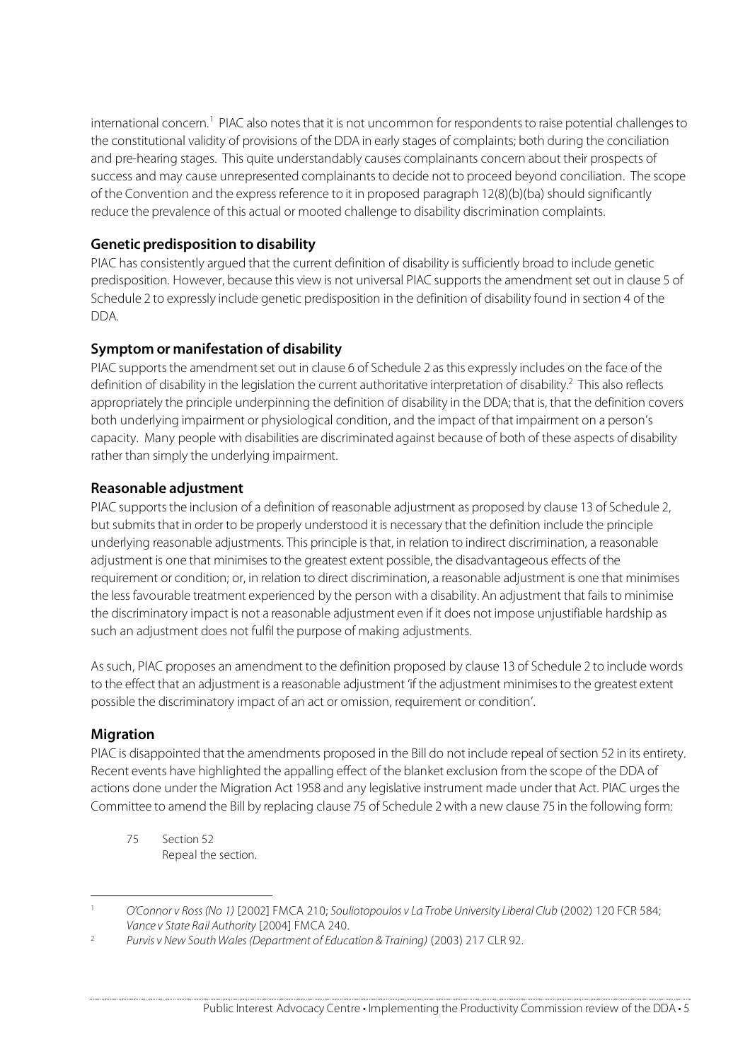international concern.[1] PIAC also notes that it is not uncommon for respondents to raise potential challenges to the constitutional validity of provisions of the DDA in early stages of complaints; both during the conciliation and pre-hearing stages. This quite understandably causes complainants concern about their prospects of success and may cause unrepresented complainants to decide not to proceed beyond conciliation. The scope of the Convention and the express reference to it in proposed paragraph 12(8)(b)(ba) should significantly reduce the prevalence of this actual or mooted challenge to disability discrimination complaints.

### Genetic predisposition to disability

PIAC has consistently argued that the current definition of disability is sufficiently broad to include genetic predisposition. However, because this view is not universal PIAC supports the amendment set out in clause 5 of Schedule 2 to expressly include genetic predisposition in the definition of disability found in section 4 of the DDA.

### Symptom or manifestation of disability

PIAC supports the amendment set out in clause 6 of Schedule 2 as this expressly includes on the face of the definition of disability in the legislation the current authoritative interpretation of disability.[2] This also reflects appropriately the principle underpinning the definition of disability in the DDA; that is, that the definition covers both underlying impairment or physiological condition, and the impact of that impairment on a person's capacity. Many people with disabilities are discriminated against because of both of these aspects of disability rather than simply the underlying impairment.

### Reasonable adjustment

PIAC supports the inclusion of a definition of reasonable adjustment as proposed by clause 13 of Schedule 2, but submits that in order to be properly understood it is necessary that the definition include the principle underlying reasonable adjustments. This principle is that, in relation to indirect discrimination, a reasonable adjustment is one that minimises to the greatest extent possible, the disadvantageous effects of the requirement or condition; or, in relation to direct discrimination, a reasonable adjustment is one that minimises the less favourable treatment experienced by the person with a disability. An adjustment that fails to minimise the discriminatory impact is not a reasonable adjustment even if it does not impose unjustifiable hardship as such an adjustment does not fulfil the purpose of making adjustments.

As such, PIAC proposes an amendment to the definition proposed by clause 13 of Schedule 2 to include words to the effect that an adjustment is a reasonable adjustment 'if the adjustment minimises to the greatest extent possible the discriminatory impact of an act or omission, requirement or condition'.

### Migration

PIAC is disappointed that the amendments proposed in the Bill do not include repeal of section 52 in its entirety. Recent events have highlighted the appalling effect of the blanket exclusion from the scope of the DDA of actions done under the Migration Act 1958 and any legislative instrument made under that Act. PIAC urges the Committee to amend the Bill by replacing clause 75 of Schedule 2 with a new clause 75 in the following form:

> 75 Section 52
> Repeal the section.

---

[1] *O'Connor v Ross (No 1)* [2002] FMCA 210; *Souliotopoulos v La Trobe University Liberal Club* (2002) 120 FCR 584; *Vance v State Rail Authority* [2004] FMCA 240.

[2] *Purvis v New South Wales (Department of Education & Training)* (2003) 217 CLR 92.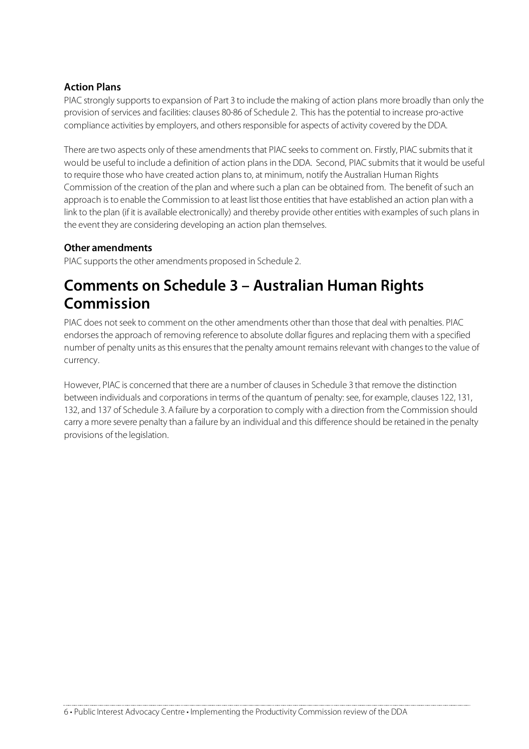### Action Plans

PIAC strongly supports to expansion of Part 3 to include the making of action plans more broadly than only the provision of services and facilities: clauses 80-86 of Schedule 2. This has the potential to increase pro-active compliance activities by employers, and others responsible for aspects of activity covered by the DDA.

There are two aspects only of these amendments that PIAC seeks to comment on. Firstly, PIAC submits that it would be useful to include a definition of action plans in the DDA. Second, PIAC submits that it would be useful to require those who have created action plans to, at minimum, notify the Australian Human Rights Commission of the creation of the plan and where such a plan can be obtained from. The benefit of such an approach is to enable the Commission to at least list those entities that have established an action plan with a link to the plan (if it is available electronically) and thereby provide other entities with examples of such plans in the event they are considering developing an action plan themselves.

### Other amendments

PIAC supports the other amendments proposed in Schedule 2.

## Comments on Schedule 3 – Australian Human Rights Commission

PIAC does not seek to comment on the other amendments other than those that deal with penalties. PIAC endorses the approach of removing reference to absolute dollar figures and replacing them with a specified number of penalty units as this ensures that the penalty amount remains relevant with changes to the value of currency.

However, PIAC is concerned that there are a number of clauses in Schedule 3 that remove the distinction between individuals and corporations in terms of the quantum of penalty: see, for example, clauses 122, 131, 132, and 137 of Schedule 3. A failure by a corporation to comply with a direction from the Commission should carry a more severe penalty than a failure by an individual and this difference should be retained in the penalty provisions of the legislation.